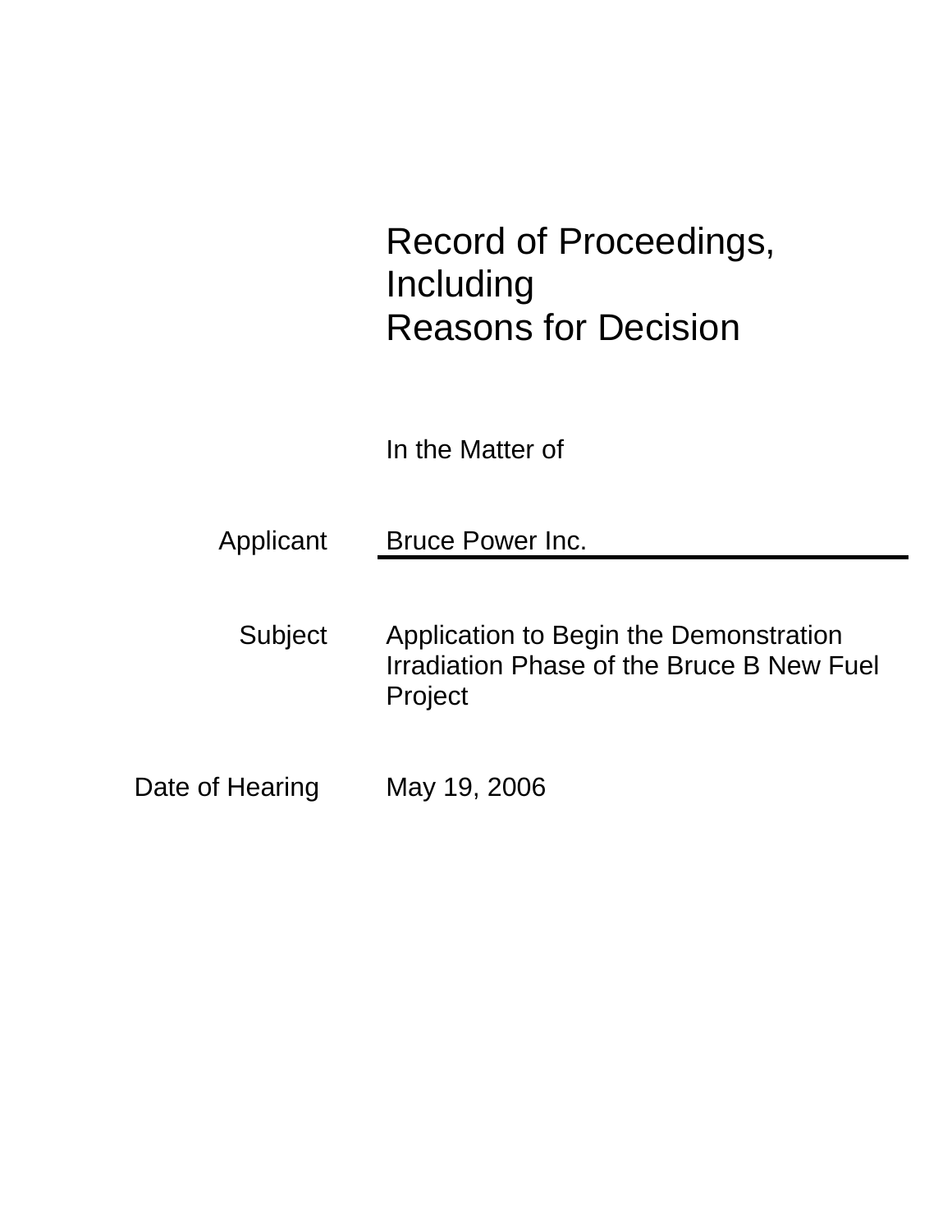# Record of Proceedings, Including Reasons for Decision

In the Matter of

| | |
|---|---|
| Applicant | Bruce Power Inc. |
| Subject | Application to Begin the Demonstration Irradiation Phase of the Bruce B New Fuel Project |
| Date of Hearing | May 19, 2006 |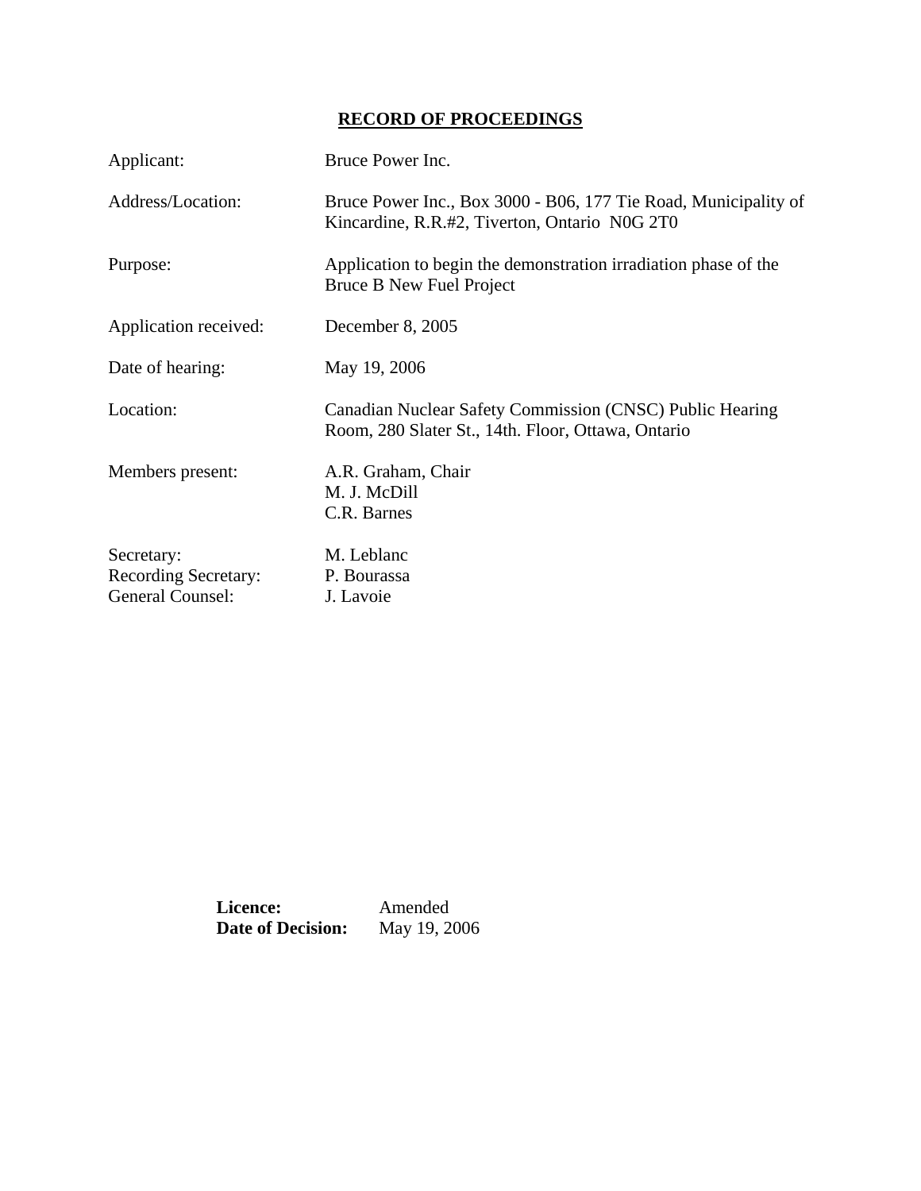# RECORD OF PROCEEDINGS

| | |
|---|---|
| Applicant: | Bruce Power Inc. |
| Address/Location: | Bruce Power Inc., Box 3000 - B06, 177 Tie Road, Municipality of Kincardine, R.R.#2, Tiverton, Ontario N0G 2T0 |
| Purpose: | Application to begin the demonstration irradiation phase of the Bruce B New Fuel Project |
| Application received: | December 8, 2005 |
| Date of hearing: | May 19, 2006 |
| Location: | Canadian Nuclear Safety Commission (CNSC) Public Hearing Room, 280 Slater St., 14th. Floor, Ottawa, Ontario |
| Members present: | A.R. Graham, Chair<br>M. J. McDill<br>C.R. Barnes |
| Secretary: | M. Leblanc |
| Recording Secretary: | P. Bourassa |
| General Counsel: | J. Lavoie |

**Licence:** Amended
**Date of Decision:** May 19, 2006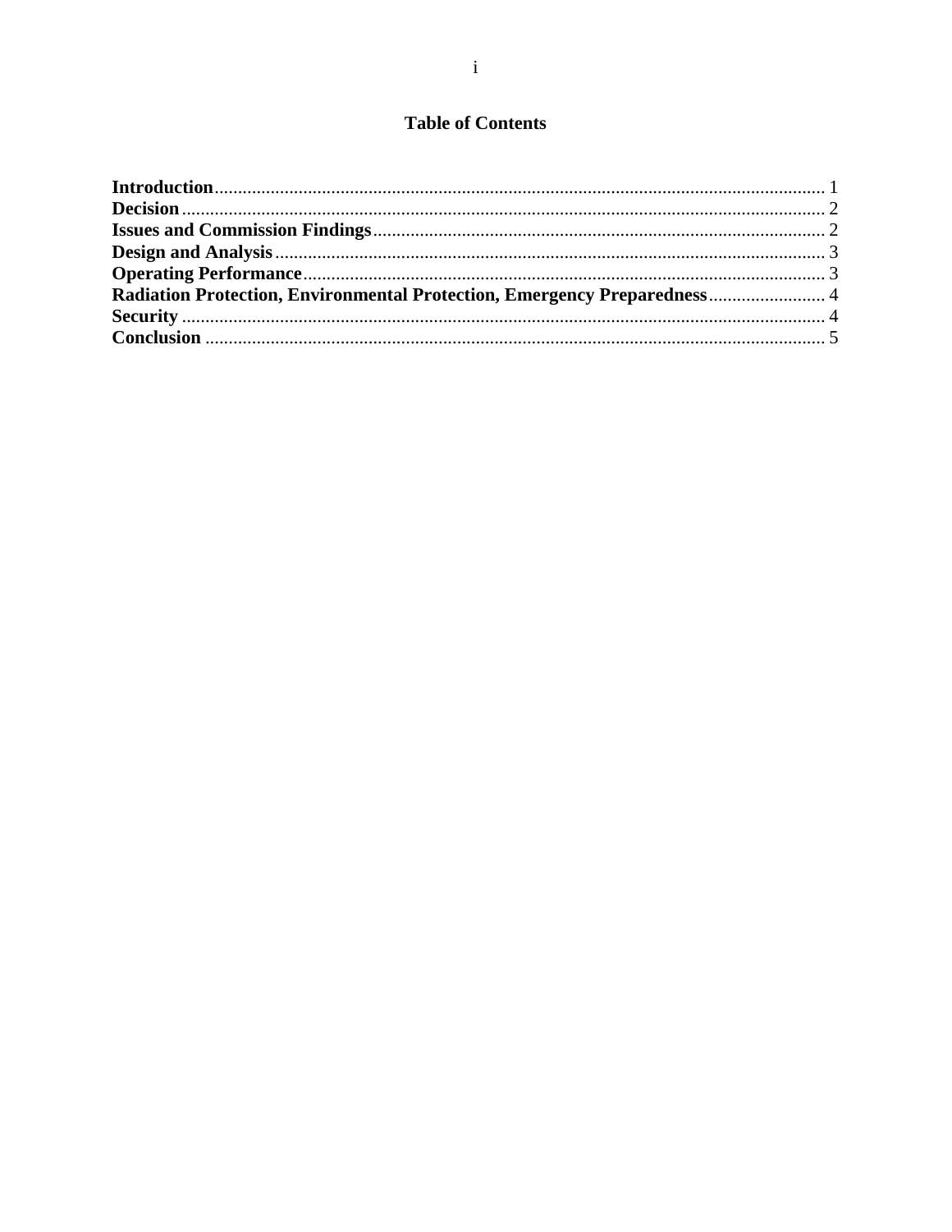## Table of Contents

**Introduction** .................................................. 1
**Decision** .................................................. 2
**Issues and Commission Findings** .................................................. 2
**Design and Analysis** .................................................. 3
**Operating Performance** .................................................. 3
**Radiation Protection, Environmental Protection, Emergency Preparedness** .................................................. 4
**Security** .................................................. 4
**Conclusion** .................................................. 5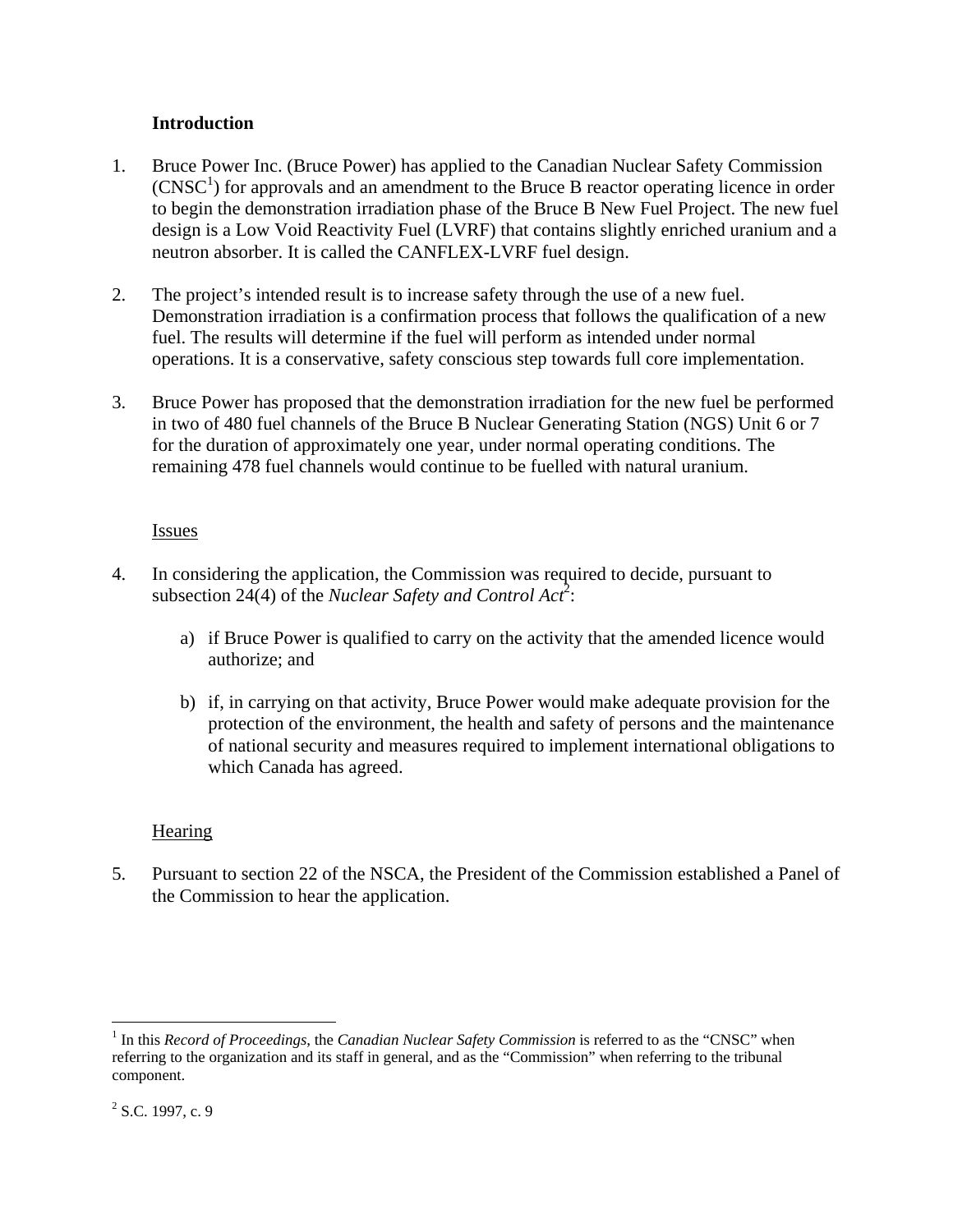### Introduction

1. Bruce Power Inc. (Bruce Power) has applied to the Canadian Nuclear Safety Commission (CNSC[1]) for approvals and an amendment to the Bruce B reactor operating licence in order to begin the demonstration irradiation phase of the Bruce B New Fuel Project. The new fuel design is a Low Void Reactivity Fuel (LVRF) that contains slightly enriched uranium and a neutron absorber. It is called the CANFLEX-LVRF fuel design.

2. The project's intended result is to increase safety through the use of a new fuel. Demonstration irradiation is a confirmation process that follows the qualification of a new fuel. The results will determine if the fuel will perform as intended under normal operations. It is a conservative, safety conscious step towards full core implementation.

3. Bruce Power has proposed that the demonstration irradiation for the new fuel be performed in two of 480 fuel channels of the Bruce B Nuclear Generating Station (NGS) Unit 6 or 7 for the duration of approximately one year, under normal operating conditions. The remaining 478 fuel channels would continue to be fuelled with natural uranium.

#### Issues

4. In considering the application, the Commission was required to decide, pursuant to subsection 24(4) of the *Nuclear Safety and Control Act*[2]:

   a) if Bruce Power is qualified to carry on the activity that the amended licence would authorize; and

   b) if, in carrying on that activity, Bruce Power would make adequate provision for the protection of the environment, the health and safety of persons and the maintenance of national security and measures required to implement international obligations to which Canada has agreed.

#### Hearing

5. Pursuant to section 22 of the NSCA, the President of the Commission established a Panel of the Commission to hear the application.

---

[1] In this *Record of Proceedings*, the *Canadian Nuclear Safety Commission* is referred to as the "CNSC" when referring to the organization and its staff in general, and as the "Commission" when referring to the tribunal component.

[2] S.C. 1997, c. 9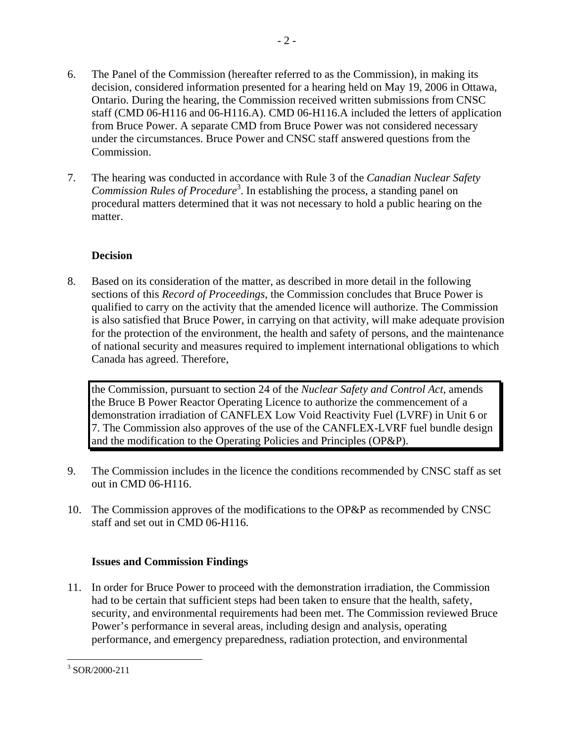6. The Panel of the Commission (hereafter referred to as the Commission), in making its decision, considered information presented for a hearing held on May 19, 2006 in Ottawa, Ontario. During the hearing, the Commission received written submissions from CNSC staff (CMD 06-H116 and 06-H116.A). CMD 06-H116.A included the letters of application from Bruce Power. A separate CMD from Bruce Power was not considered necessary under the circumstances. Bruce Power and CNSC staff answered questions from the Commission.

7. The hearing was conducted in accordance with Rule 3 of the *Canadian Nuclear Safety Commission Rules of Procedure*[3]. In establishing the process, a standing panel on procedural matters determined that it was not necessary to hold a public hearing on the matter.

**Decision**

8. Based on its consideration of the matter, as described in more detail in the following sections of this *Record of Proceedings*, the Commission concludes that Bruce Power is qualified to carry on the activity that the amended licence will authorize. The Commission is also satisfied that Bruce Power, in carrying on that activity, will make adequate provision for the protection of the environment, the health and safety of persons, and the maintenance of national security and measures required to implement international obligations to which Canada has agreed. Therefore,

> the Commission, pursuant to section 24 of the *Nuclear Safety and Control Act*, amends the Bruce B Power Reactor Operating Licence to authorize the commencement of a demonstration irradiation of CANFLEX Low Void Reactivity Fuel (LVRF) in Unit 6 or 7. The Commission also approves of the use of the CANFLEX-LVRF fuel bundle design and the modification to the Operating Policies and Principles (OP&P).

9. The Commission includes in the licence the conditions recommended by CNSC staff as set out in CMD 06-H116.

10. The Commission approves of the modifications to the OP&P as recommended by CNSC staff and set out in CMD 06-H116.

**Issues and Commission Findings**

11. In order for Bruce Power to proceed with the demonstration irradiation, the Commission had to be certain that sufficient steps had been taken to ensure that the health, safety, security, and environmental requirements had been met. The Commission reviewed Bruce Power's performance in several areas, including design and analysis, operating performance, and emergency preparedness, radiation protection, and environmental

[3] SOR/2000-211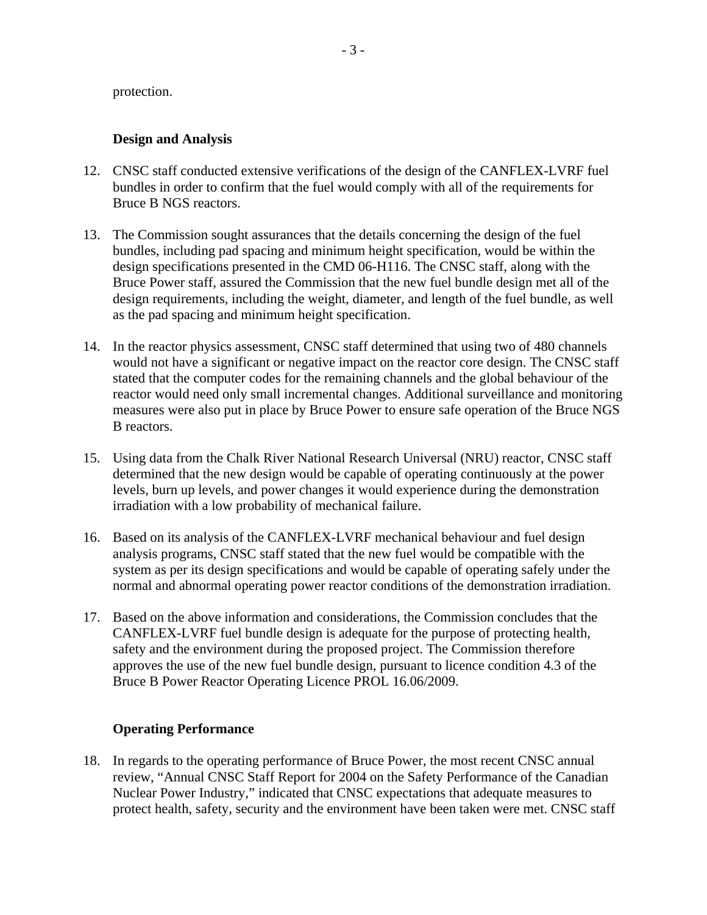protection.

### Design and Analysis

12. CNSC staff conducted extensive verifications of the design of the CANFLEX-LVRF fuel bundles in order to confirm that the fuel would comply with all of the requirements for Bruce B NGS reactors.

13. The Commission sought assurances that the details concerning the design of the fuel bundles, including pad spacing and minimum height specification, would be within the design specifications presented in the CMD 06-H116. The CNSC staff, along with the Bruce Power staff, assured the Commission that the new fuel bundle design met all of the design requirements, including the weight, diameter, and length of the fuel bundle, as well as the pad spacing and minimum height specification.

14. In the reactor physics assessment, CNSC staff determined that using two of 480 channels would not have a significant or negative impact on the reactor core design. The CNSC staff stated that the computer codes for the remaining channels and the global behaviour of the reactor would need only small incremental changes. Additional surveillance and monitoring measures were also put in place by Bruce Power to ensure safe operation of the Bruce NGS B reactors.

15. Using data from the Chalk River National Research Universal (NRU) reactor, CNSC staff determined that the new design would be capable of operating continuously at the power levels, burn up levels, and power changes it would experience during the demonstration irradiation with a low probability of mechanical failure.

16. Based on its analysis of the CANFLEX-LVRF mechanical behaviour and fuel design analysis programs, CNSC staff stated that the new fuel would be compatible with the system as per its design specifications and would be capable of operating safely under the normal and abnormal operating power reactor conditions of the demonstration irradiation.

17. Based on the above information and considerations, the Commission concludes that the CANFLEX-LVRF fuel bundle design is adequate for the purpose of protecting health, safety and the environment during the proposed project. The Commission therefore approves the use of the new fuel bundle design, pursuant to licence condition 4.3 of the Bruce B Power Reactor Operating Licence PROL 16.06/2009.

### Operating Performance

18. In regards to the operating performance of Bruce Power, the most recent CNSC annual review, "Annual CNSC Staff Report for 2004 on the Safety Performance of the Canadian Nuclear Power Industry," indicated that CNSC expectations that adequate measures to protect health, safety, security and the environment have been taken were met. CNSC staff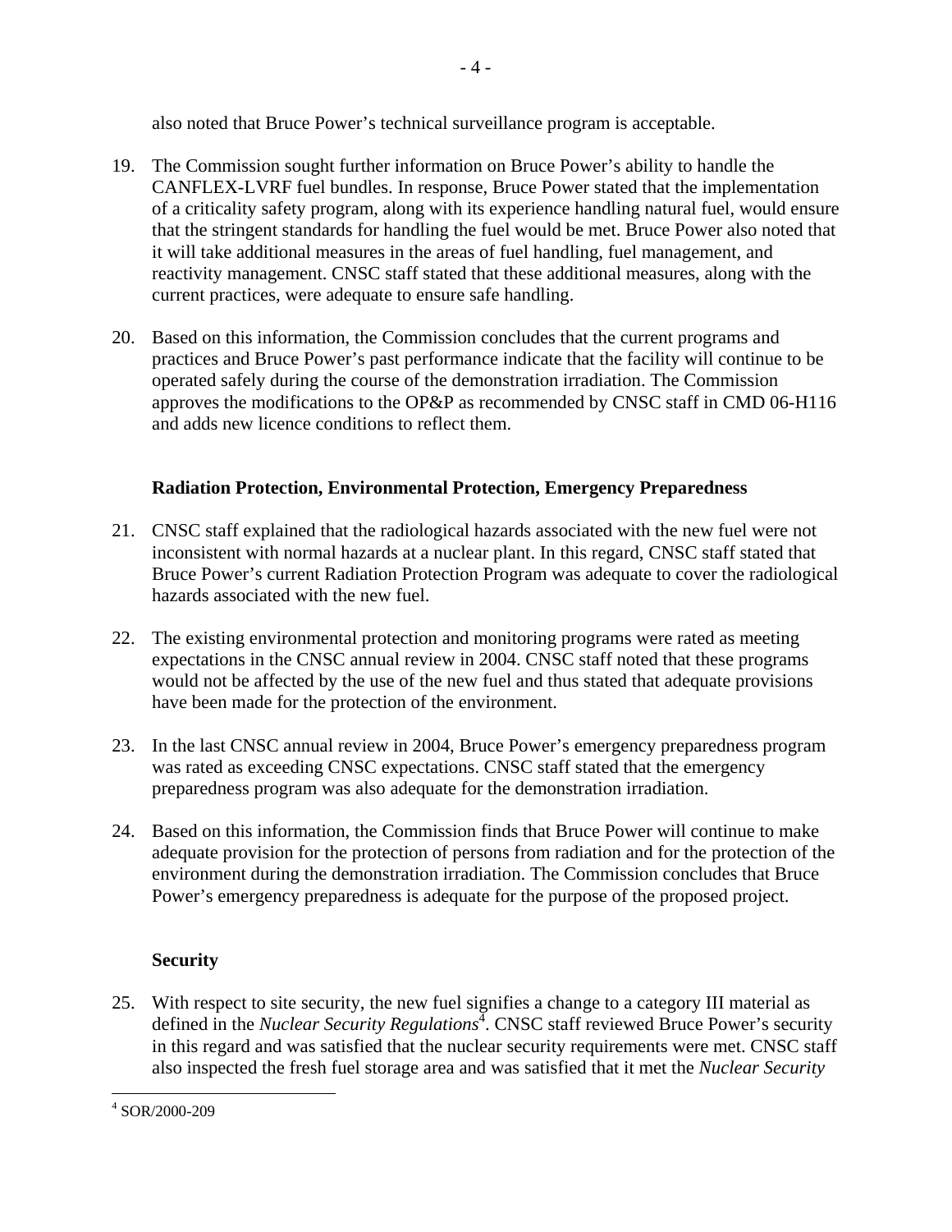also noted that Bruce Power's technical surveillance program is acceptable.

19. The Commission sought further information on Bruce Power's ability to handle the CANFLEX-LVRF fuel bundles. In response, Bruce Power stated that the implementation of a criticality safety program, along with its experience handling natural fuel, would ensure that the stringent standards for handling the fuel would be met. Bruce Power also noted that it will take additional measures in the areas of fuel handling, fuel management, and reactivity management. CNSC staff stated that these additional measures, along with the current practices, were adequate to ensure safe handling.

20. Based on this information, the Commission concludes that the current programs and practices and Bruce Power's past performance indicate that the facility will continue to be operated safely during the course of the demonstration irradiation. The Commission approves the modifications to the OP&P as recommended by CNSC staff in CMD 06-H116 and adds new licence conditions to reflect them.

**Radiation Protection, Environmental Protection, Emergency Preparedness**

21. CNSC staff explained that the radiological hazards associated with the new fuel were not inconsistent with normal hazards at a nuclear plant. In this regard, CNSC staff stated that Bruce Power's current Radiation Protection Program was adequate to cover the radiological hazards associated with the new fuel.

22. The existing environmental protection and monitoring programs were rated as meeting expectations in the CNSC annual review in 2004. CNSC staff noted that these programs would not be affected by the use of the new fuel and thus stated that adequate provisions have been made for the protection of the environment.

23. In the last CNSC annual review in 2004, Bruce Power's emergency preparedness program was rated as exceeding CNSC expectations. CNSC staff stated that the emergency preparedness program was also adequate for the demonstration irradiation.

24. Based on this information, the Commission finds that Bruce Power will continue to make adequate provision for the protection of persons from radiation and for the protection of the environment during the demonstration irradiation. The Commission concludes that Bruce Power's emergency preparedness is adequate for the purpose of the proposed project.

**Security**

25. With respect to site security, the new fuel signifies a change to a category III material as defined in the *Nuclear Security Regulations*[4]. CNSC staff reviewed Bruce Power's security in this regard and was satisfied that the nuclear security requirements were met. CNSC staff also inspected the fresh fuel storage area and was satisfied that it met the *Nuclear Security*

[4] SOR/2000-209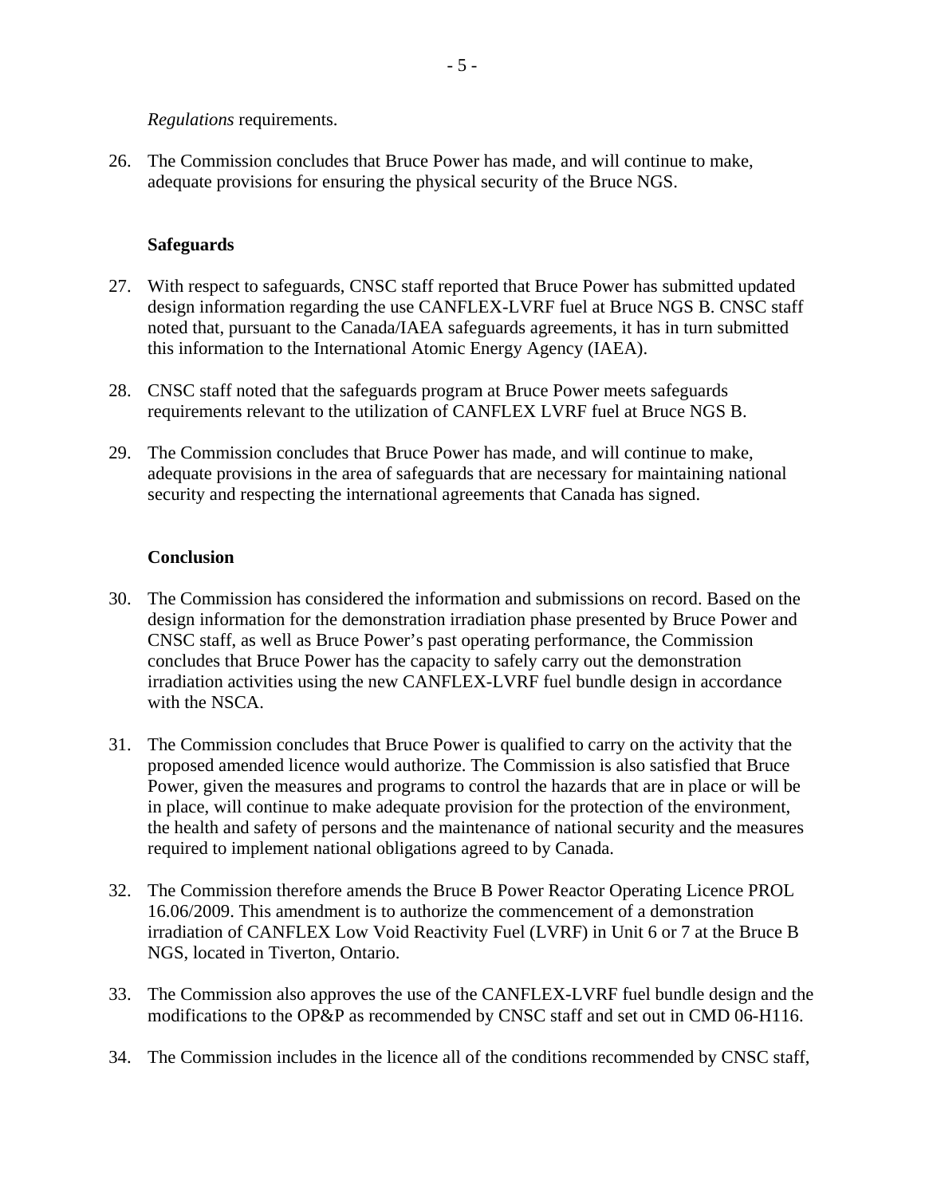*Regulations* requirements.

26. The Commission concludes that Bruce Power has made, and will continue to make, adequate provisions for ensuring the physical security of the Bruce NGS.

**Safeguards**

27. With respect to safeguards, CNSC staff reported that Bruce Power has submitted updated design information regarding the use CANFLEX-LVRF fuel at Bruce NGS B. CNSC staff noted that, pursuant to the Canada/IAEA safeguards agreements, it has in turn submitted this information to the International Atomic Energy Agency (IAEA).

28. CNSC staff noted that the safeguards program at Bruce Power meets safeguards requirements relevant to the utilization of CANFLEX LVRF fuel at Bruce NGS B.

29. The Commission concludes that Bruce Power has made, and will continue to make, adequate provisions in the area of safeguards that are necessary for maintaining national security and respecting the international agreements that Canada has signed.

**Conclusion**

30. The Commission has considered the information and submissions on record. Based on the design information for the demonstration irradiation phase presented by Bruce Power and CNSC staff, as well as Bruce Power's past operating performance, the Commission concludes that Bruce Power has the capacity to safely carry out the demonstration irradiation activities using the new CANFLEX-LVRF fuel bundle design in accordance with the NSCA.

31. The Commission concludes that Bruce Power is qualified to carry on the activity that the proposed amended licence would authorize. The Commission is also satisfied that Bruce Power, given the measures and programs to control the hazards that are in place or will be in place, will continue to make adequate provision for the protection of the environment, the health and safety of persons and the maintenance of national security and the measures required to implement national obligations agreed to by Canada.

32. The Commission therefore amends the Bruce B Power Reactor Operating Licence PROL 16.06/2009. This amendment is to authorize the commencement of a demonstration irradiation of CANFLEX Low Void Reactivity Fuel (LVRF) in Unit 6 or 7 at the Bruce B NGS, located in Tiverton, Ontario.

33. The Commission also approves the use of the CANFLEX-LVRF fuel bundle design and the modifications to the OP&P as recommended by CNSC staff and set out in CMD 06-H116.

34. The Commission includes in the licence all of the conditions recommended by CNSC staff,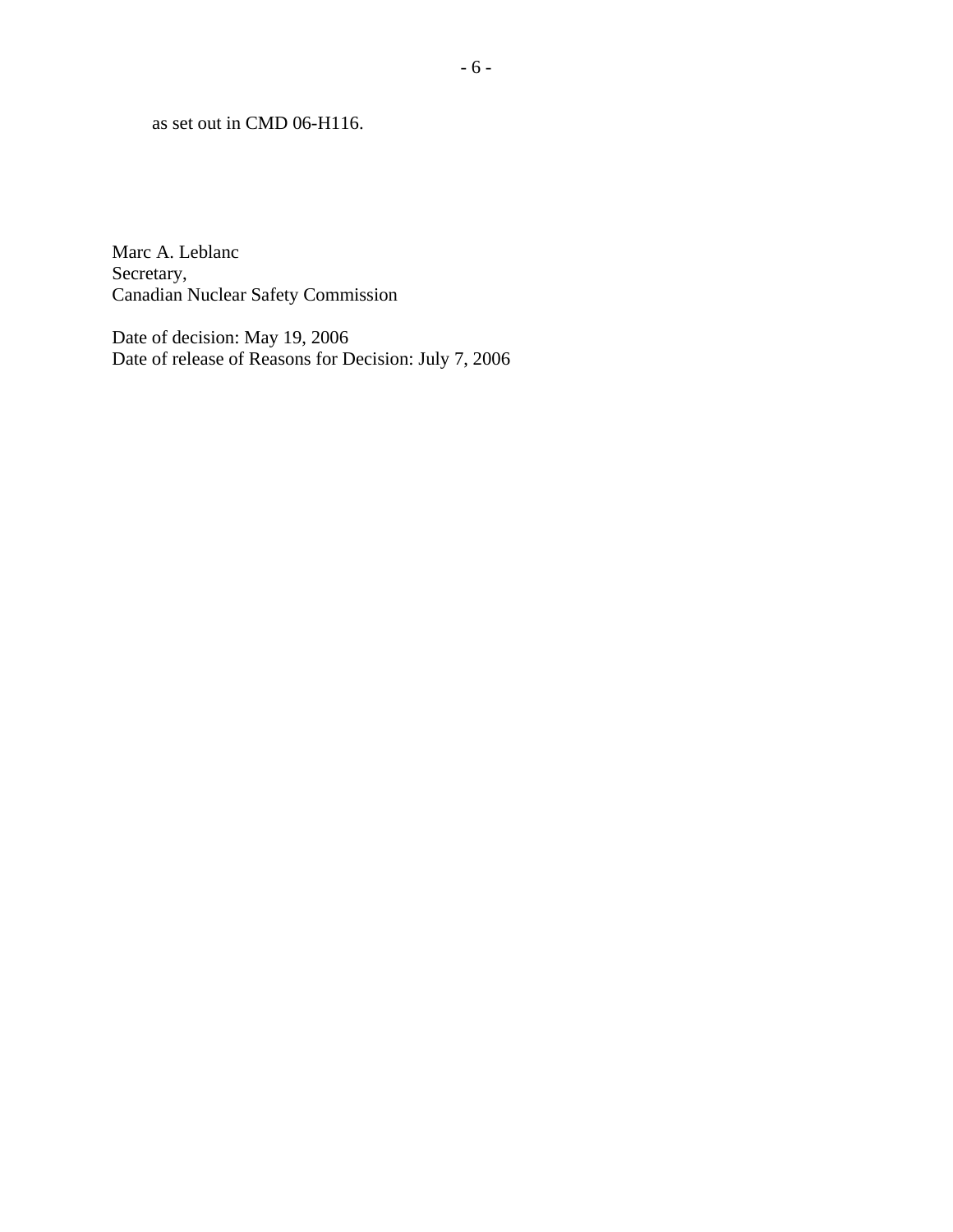as set out in CMD 06-H116.

Marc A. Leblanc
Secretary,
Canadian Nuclear Safety Commission

Date of decision: May 19, 2006
Date of release of Reasons for Decision: July 7, 2006